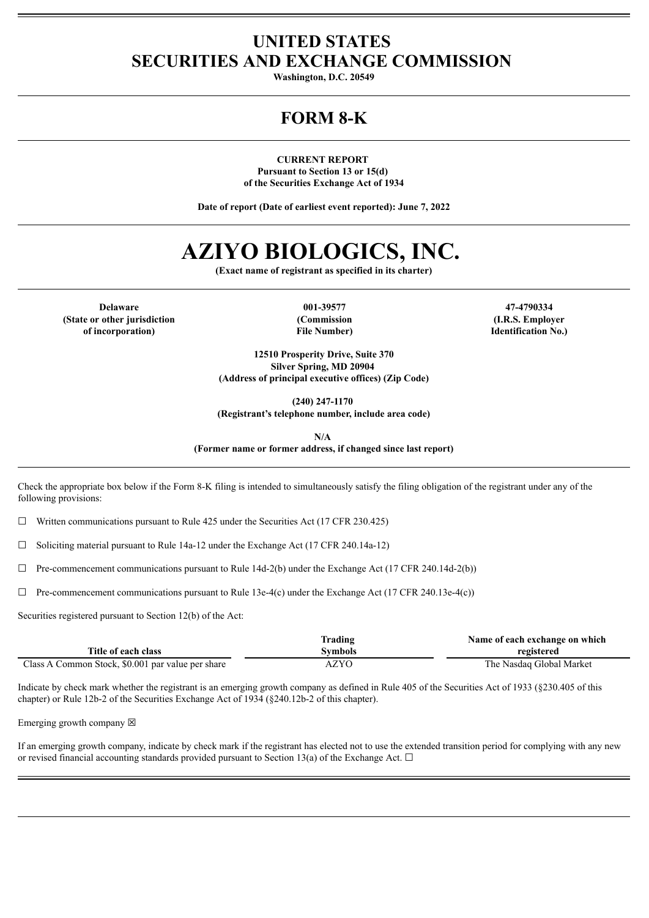# UNITED STATES
# SECURITIES AND EXCHANGE COMMISSION

**Washington, D.C. 20549**

# FORM 8-K

**CURRENT REPORT**
**Pursuant to Section 13 or 15(d)**
**of the Securities Exchange Act of 1934**

**Date of report (Date of earliest event reported): June 7, 2022**

# AZIYO BIOLOGICS, INC.

**(Exact name of registrant as specified in its charter)**

| Delaware | 001-39577 | 47-4790334 |
|---|---|---|
| (State or other jurisdiction of incorporation) | (Commission File Number) | (I.R.S. Employer Identification No.) |

**12510 Prosperity Drive, Suite 370**
**Silver Spring, MD 20904**
**(Address of principal executive offices) (Zip Code)**

**(240) 247-1170**
**(Registrant's telephone number, include area code)**

**N/A**
**(Former name or former address, if changed since last report)**

Check the appropriate box below if the Form 8-K filing is intended to simultaneously satisfy the filing obligation of the registrant under any of the following provisions:

☐ Written communications pursuant to Rule 425 under the Securities Act (17 CFR 230.425)

☐ Soliciting material pursuant to Rule 14a-12 under the Exchange Act (17 CFR 240.14a-12)

☐ Pre-commencement communications pursuant to Rule 14d-2(b) under the Exchange Act (17 CFR 240.14d-2(b))

☐ Pre-commencement communications pursuant to Rule 13e-4(c) under the Exchange Act (17 CFR 240.13e-4(c))

Securities registered pursuant to Section 12(b) of the Act:

| Title of each class | Trading Symbols | Name of each exchange on which registered |
|---|---|---|
| Class A Common Stock, $0.001 par value per share | AZYO | The Nasdaq Global Market |

Indicate by check mark whether the registrant is an emerging growth company as defined in Rule 405 of the Securities Act of 1933 (§230.405 of this chapter) or Rule 12b-2 of the Securities Exchange Act of 1934 (§240.12b-2 of this chapter).

Emerging growth company ☒

If an emerging growth company, indicate by check mark if the registrant has elected not to use the extended transition period for complying with any new or revised financial accounting standards provided pursuant to Section 13(a) of the Exchange Act. ☐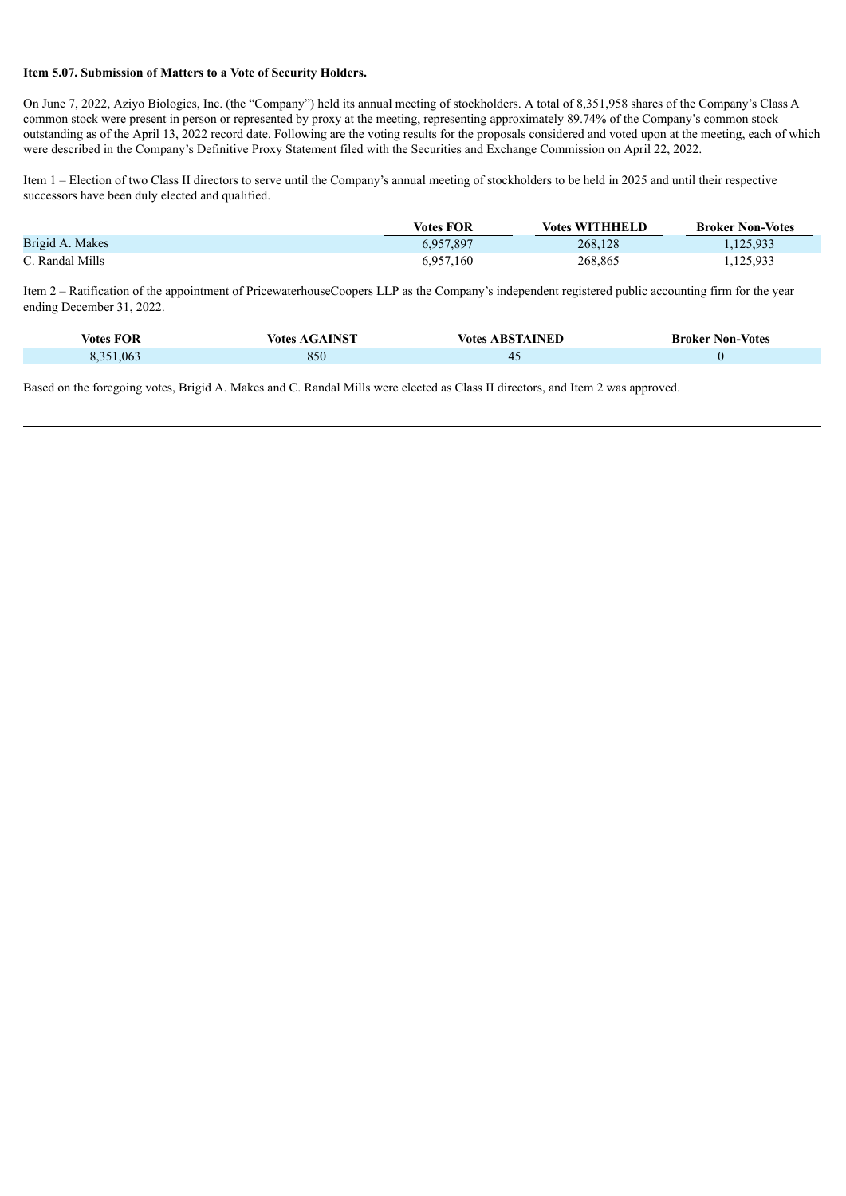**Item 5.07. Submission of Matters to a Vote of Security Holders.**

On June 7, 2022, Aziyo Biologics, Inc. (the "Company") held its annual meeting of stockholders. A total of 8,351,958 shares of the Company's Class A common stock were present in person or represented by proxy at the meeting, representing approximately 89.74% of the Company's common stock outstanding as of the April 13, 2022 record date. Following are the voting results for the proposals considered and voted upon at the meeting, each of which were described in the Company's Definitive Proxy Statement filed with the Securities and Exchange Commission on April 22, 2022.

Item 1 – Election of two Class II directors to serve until the Company's annual meeting of stockholders to be held in 2025 and until their respective successors have been duly elected and qualified.

| | Votes FOR | Votes WITHHELD | Broker Non-Votes |
|---|---|---|---|
| Brigid A. Makes | 6,957,897 | 268,128 | 1,125,933 |
| C. Randal Mills | 6,957,160 | 268,865 | 1,125,933 |

Item 2 – Ratification of the appointment of PricewaterhouseCoopers LLP as the Company's independent registered public accounting firm for the year ending December 31, 2022.

| Votes FOR | Votes AGAINST | Votes ABSTAINED | Broker Non-Votes |
|---|---|---|---|
| 8,351,063 | 850 | 45 | 0 |

Based on the foregoing votes, Brigid A. Makes and C. Randal Mills were elected as Class II directors, and Item 2 was approved.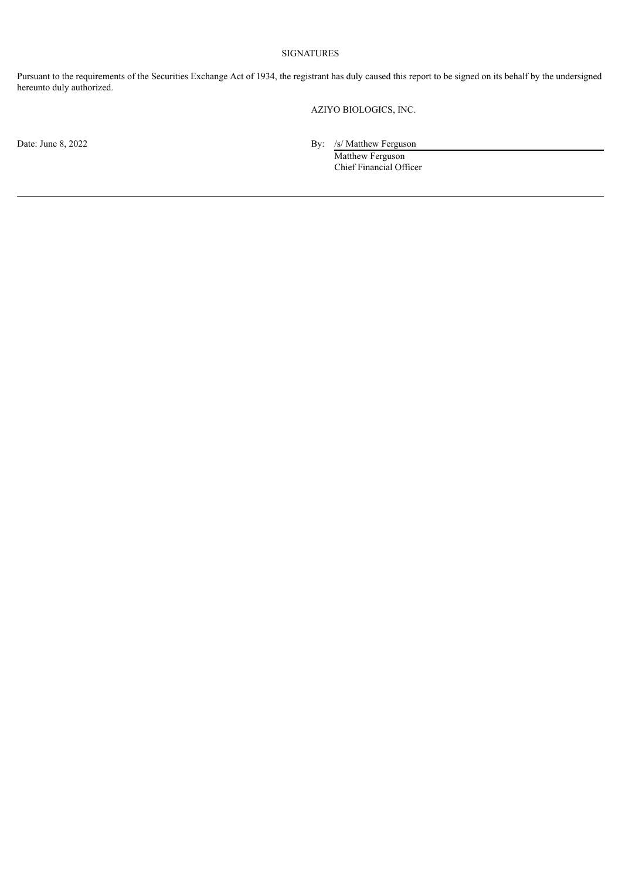SIGNATURES

Pursuant to the requirements of the Securities Exchange Act of 1934, the registrant has duly caused this report to be signed on its behalf by the undersigned hereunto duly authorized.

AZIYO BIOLOGICS, INC.

Date: June 8, 2022

By: /s/ Matthew Ferguson
Matthew Ferguson
Chief Financial Officer